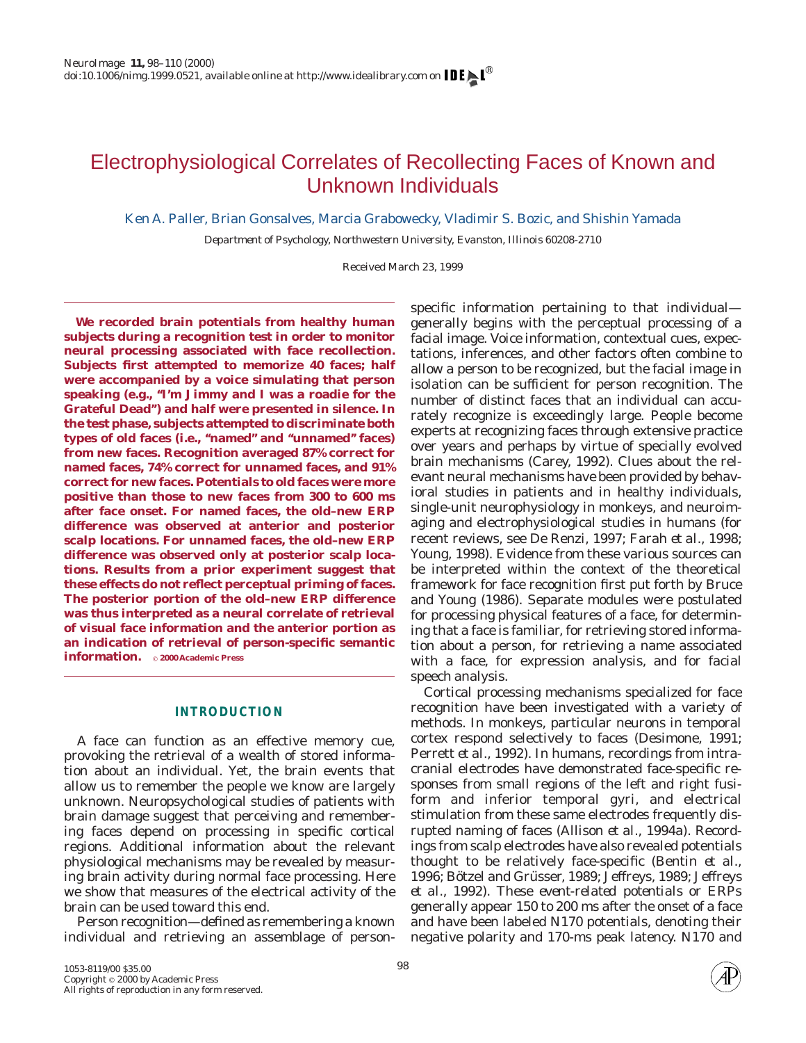# Electrophysiological Correlates of Recollecting Faces of Known and Unknown Individuals

Ken A. Paller, Brian Gonsalves, Marcia Grabowecky, Vladimir S. Bozic, and Shishin Yamada

*Department of Psychology, Northwestern University, Evanston, Illinois 60208-2710*

Received March 23, 1999

**We recorded brain potentials from healthy human subjects during a recognition test in order to monitor neural processing associated with face recollection. Subjects first attempted to memorize 40 faces; half were accompanied by a voice simulating that person speaking (e.g., "I'm Jimmy and I was a roadie for the Grateful Dead") and half were presented in silence. In the test phase, subjects attempted to discriminate both types of old faces (i.e., "named" and "unnamed" faces) from new faces. Recognition averaged 87% correct for named faces, 74% correct for unnamed faces, and 91% correct for new faces. Potentials to old faces were more positive than those to new faces from 300 to 600 ms after face onset. For named faces, the old–new ERP difference was observed at anterior and posterior scalp locations. For unnamed faces, the old–new ERP difference was observed only at posterior scalp locations. Results from a prior experiment suggest that these effects do not reflect perceptual priming of faces. The posterior portion of the old–new ERP difference was thus interpreted as a neural correlate of retrieval of visual face information and the anterior portion as an indication of retrieval of person-specific semantic information.** © 2000 Academic Press

## INTRODUCTION

A face can function as an effective memory cue, provoking the retrieval of a wealth of stored information about an individual. Yet, the brain events that allow us to remember the people we know are largely unknown. Neuropsychological studies of patients with brain damage suggest that perceiving and remembering faces depend on processing in specific cortical regions. Additional information about the relevant physiological mechanisms may be revealed by measuring brain activity during normal face processing. Here we show that measures of the electrical activity of the brain can be used toward this end.

Person recognition—defined as remembering a known individual and retrieving an assemblage of person-specific information pertaining to that individual—generally begins with the perceptual processing of a facial image. Voice information, contextual cues, expectations, inferences, and other factors often combine to allow a person to be recognized, but the facial image in isolation can be sufficient for person recognition. The number of distinct faces that an individual can accurately recognize is exceedingly large. People become experts at recognizing faces through extensive practice over years and perhaps by virtue of specially evolved brain mechanisms (Carey, 1992). Clues about the relevant neural mechanisms have been provided by behavioral studies in patients and in healthy individuals, single-unit neurophysiology in monkeys, and neuroimaging and electrophysiological studies in humans (for recent reviews, see De Renzi, 1997; Farah *et al.*, 1998; Young, 1998). Evidence from these various sources can be interpreted within the context of the theoretical framework for face recognition first put forth by Bruce and Young (1986). Separate modules were postulated for processing physical features of a face, for determining that a face is familiar, for retrieving stored information about a person, for retrieving a name associated with a face, for expression analysis, and for facial speech analysis.

Cortical processing mechanisms specialized for face recognition have been investigated with a variety of methods. In monkeys, particular neurons in temporal cortex respond selectively to faces (Desimone, 1991; Perrett *et al.*, 1992). In humans, recordings from intracranial electrodes have demonstrated face-specific responses from small regions of the left and right fusiform and inferior temporal gyri, and electrical stimulation from these same electrodes frequently disrupted naming of faces (Allison *et al.*, 1994a). Recordings from scalp electrodes have also revealed potentials thought to be relatively face-specific (Bentin *et al.*, 1996; Bötzel and Grüsser, 1989; Jeffreys, 1989; Jeffreys *et al.*, 1992). These *event-related potentials* or ERPs generally appear 150 to 200 ms after the onset of a face and have been labeled N170 potentials, denoting their negative polarity and 170-ms peak latency. N170 and

1053-8119/00 $35.00
Copyright © 2000 by Academic Press
All rights of reproduction in any form reserved.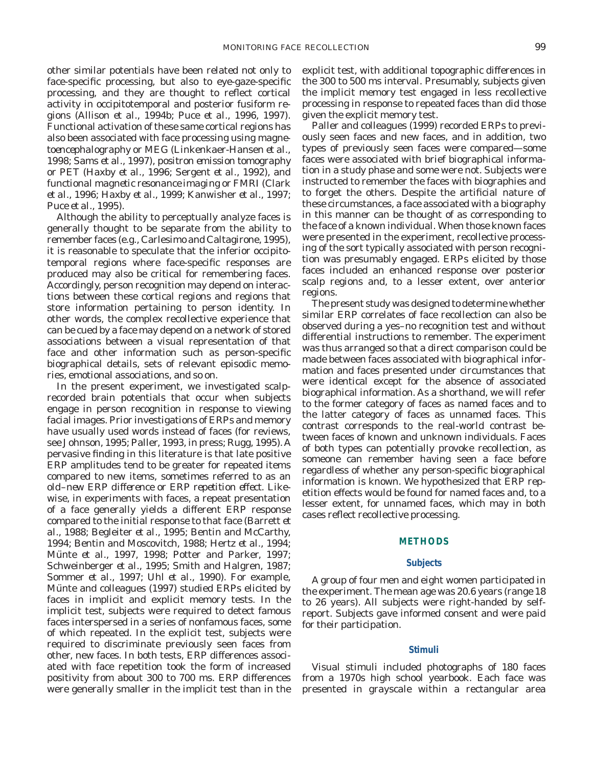other similar potentials have been related not only to face-specific processing, but also to eye-gaze-specific processing, and they are thought to reflect cortical activity in occipitotemporal and posterior fusiform regions (Allison *et al.*, 1994b; Puce *et al.*, 1996, 1997). Functional activation of these same cortical regions has also been associated with face processing using magnetoencephalography or MEG (Linkenkaer-Hansen *et al.*, 1998; Sams *et al.*, 1997), positron emission tomography or PET (Haxby *et al.*, 1996; Sergent *et al.*, 1992), and functional magnetic resonance imaging or FMRI (Clark *et al.*, 1996; Haxby *et al.*, 1999; Kanwisher *et al.*, 1997; Puce *et al.*, 1995).

Although the ability to perceptually analyze faces is generally thought to be separate from the ability to remember faces (e.g., Carlesimo and Caltagirone, 1995), it is reasonable to speculate that the inferior occipitotemporal regions where face-specific responses are produced may also be critical for remembering faces. Accordingly, person recognition may depend on interactions between these cortical regions and regions that store information pertaining to person identity. In other words, the complex recollective experience that can be cued by a face may depend on a network of stored associations between a visual representation of that face and other information such as person-specific biographical details, sets of relevant episodic memories, emotional associations, and so on.

In the present experiment, we investigated scalp-recorded brain potentials that occur when subjects engage in person recognition in response to viewing facial images. Prior investigations of ERPs and memory have usually used words instead of faces (for reviews, see Johnson, 1995; Paller, 1993, in press; Rugg, 1995). A pervasive finding in this literature is that late positive ERP amplitudes tend to be greater for repeated items compared to new items, sometimes referred to as an *old–new ERP difference* or *ERP repetition effect*. Likewise, in experiments with faces, a repeat presentation of a face generally yields a different ERP response compared to the initial response to that face (Barrett *et al.*, 1988; Begleiter *et al.*, 1995; Bentin and McCarthy, 1994; Bentin and Moscovitch, 1988; Hertz *et al.*, 1994; Münte *et al.*, 1997, 1998; Potter and Parker, 1997; Schweinberger *et al.*, 1995; Smith and Halgren, 1987; Sommer *et al.*, 1997; Uhl *et al.*, 1990). For example, Münte and colleagues (1997) studied ERPs elicited by faces in implicit and explicit memory tests. In the implicit test, subjects were required to detect famous faces interspersed in a series of nonfamous faces, some of which repeated. In the explicit test, subjects were required to discriminate previously seen faces from other, new faces. In both tests, ERP differences associated with face repetition took the form of increased positivity from about 300 to 700 ms. ERP differences were generally smaller in the implicit test than in the explicit test, with additional topographic differences in the 300 to 500 ms interval. Presumably, subjects given the implicit memory test engaged in less recollective processing in response to repeated faces than did those given the explicit memory test.

Paller and colleagues (1999) recorded ERPs to previously seen faces and new faces, and in addition, two types of previously seen faces were compared—some faces were associated with brief biographical information in a study phase and some were not. Subjects were instructed to remember the faces with biographies and to forget the others. Despite the artificial nature of these circumstances, a face associated with a biography in this manner can be thought of as corresponding to the face of a known individual. When those known faces were presented in the experiment, recollective processing of the sort typically associated with person recognition was presumably engaged. ERPs elicited by those faces included an enhanced response over posterior scalp regions and, to a lesser extent, over anterior regions.

The present study was designed to determine whether similar ERP correlates of face recollection can also be observed during a yes–no recognition test and without differential instructions to remember. The experiment was thus arranged so that a direct comparison could be made between faces associated with biographical information and faces presented under circumstances that were identical except for the absence of associated biographical information. As a shorthand, we will refer to the former category of faces as named faces and to the latter category of faces as unnamed faces. This contrast corresponds to the real-world contrast between faces of known and unknown individuals. Faces of both types can potentially provoke recollection, as someone can remember having seen a face before regardless of whether any person-specific biographical information is known. We hypothesized that ERP repetition effects would be found for named faces and, to a lesser extent, for unnamed faces, which may in both cases reflect recollective processing.

## METHODS

### Subjects

A group of four men and eight women participated in the experiment. The mean age was 20.6 years (range 18 to 26 years). All subjects were right-handed by self-report. Subjects gave informed consent and were paid for their participation.

### Stimuli

Visual stimuli included photographs of 180 faces from a 1970s high school yearbook. Each face was presented in grayscale within a rectangular area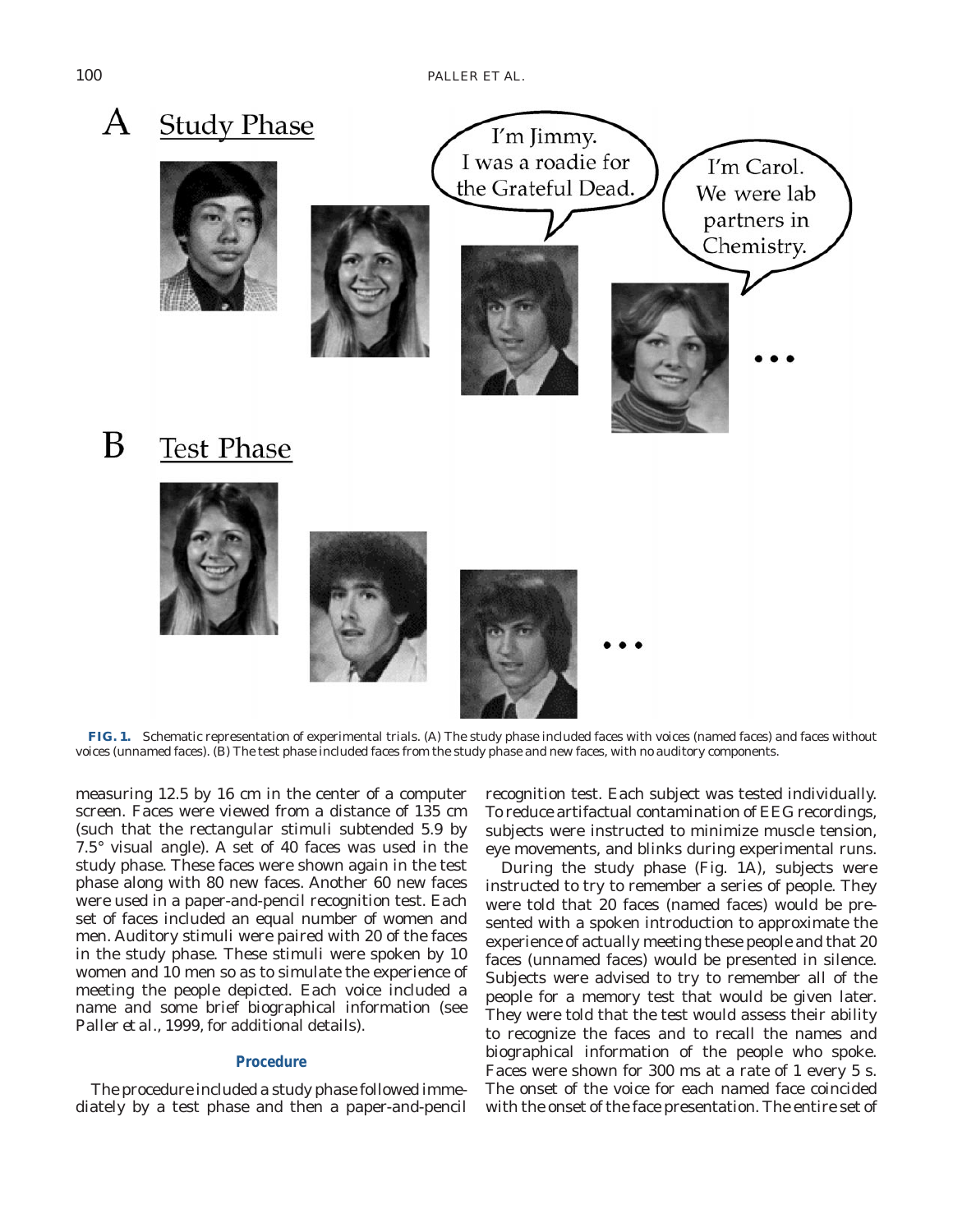**FIG. 1.** Schematic representation of experimental trials. (A) The study phase included faces with voices (named faces) and faces without voices (unnamed faces). (B) The test phase included faces from the study phase and new faces, with no auditory components.

measuring 12.5 by 16 cm in the center of a computer screen. Faces were viewed from a distance of 135 cm (such that the rectangular stimuli subtended 5.9 by 7.5° visual angle). A set of 40 faces was used in the study phase. These faces were shown again in the test phase along with 80 new faces. Another 60 new faces were used in a paper-and-pencil recognition test. Each set of faces included an equal number of women and men. Auditory stimuli were paired with 20 of the faces in the study phase. These stimuli were spoken by 10 women and 10 men so as to simulate the experience of meeting the people depicted. Each voice included a name and some brief biographical information (see Paller *et al.*, 1999, for additional details).

### Procedure

The procedure included a study phase followed immediately by a test phase and then a paper-and-pencil recognition test. Each subject was tested individually. To reduce artifactual contamination of EEG recordings, subjects were instructed to minimize muscle tension, eye movements, and blinks during experimental runs.

During the study phase (Fig. 1A), subjects were instructed to try to remember a series of people. They were told that 20 faces (named faces) would be presented with a spoken introduction to approximate the experience of actually meeting these people and that 20 faces (unnamed faces) would be presented in silence. Subjects were advised to try to remember all of the people for a memory test that would be given later. They were told that the test would assess their ability to recognize the faces and to recall the names and biographical information of the people who spoke. Faces were shown for 300 ms at a rate of 1 every 5 s. The onset of the voice for each named face coincided with the onset of the face presentation. The entire set of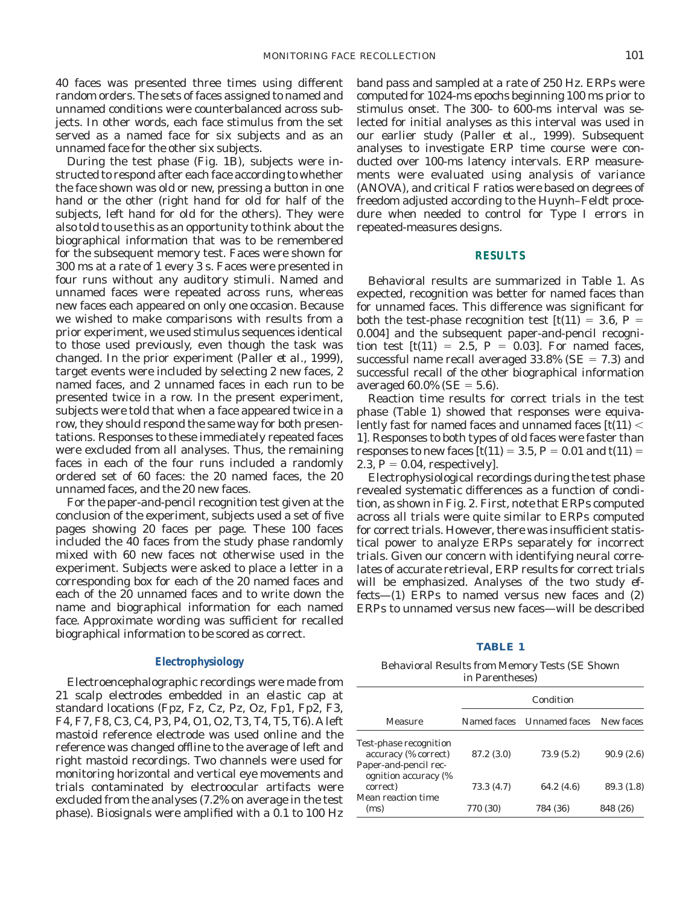40 faces was presented three times using different random orders. The sets of faces assigned to named and unnamed conditions were counterbalanced across subjects. In other words, each face stimulus from the set served as a named face for six subjects and as an unnamed face for the other six subjects.

During the test phase (Fig. 1B), subjects were instructed to respond after each face according to whether the face shown was old or new, pressing a button in one hand or the other (right hand for old for half of the subjects, left hand for old for the others). They were also told to use this as an opportunity to think about the biographical information that was to be remembered for the subsequent memory test. Faces were shown for 300 ms at a rate of 1 every 3 s. Faces were presented in four runs without any auditory stimuli. Named and unnamed faces were repeated across runs, whereas new faces each appeared on only one occasion. Because we wished to make comparisons with results from a prior experiment, we used stimulus sequences identical to those used previously, even though the task was changed. In the prior experiment (Paller *et al.*, 1999), target events were included by selecting 2 new faces, 2 named faces, and 2 unnamed faces in each run to be presented twice in a row. In the present experiment, subjects were told that when a face appeared twice in a row, they should respond the same way for both presentations. Responses to these immediately repeated faces were excluded from all analyses. Thus, the remaining faces in each of the four runs included a randomly ordered set of 60 faces: the 20 named faces, the 20 unnamed faces, and the 20 new faces.

For the paper-and-pencil recognition test given at the conclusion of the experiment, subjects used a set of five pages showing 20 faces per page. These 100 faces included the 40 faces from the study phase randomly mixed with 60 new faces not otherwise used in the experiment. Subjects were asked to place a letter in a corresponding box for each of the 20 named faces and each of the 20 unnamed faces and to write down the name and biographical information for each named face. Approximate wording was sufficient for recalled biographical information to be scored as correct.

### Electrophysiology

Electroencephalographic recordings were made from 21 scalp electrodes embedded in an elastic cap at standard locations (Fpz, Fz, Cz, Pz, Oz, Fp1, Fp2, F3, F4, F7, F8, C3, C4, P3, P4, O1, O2, T3, T4, T5, T6). A left mastoid reference electrode was used online and the reference was changed offline to the average of left and right mastoid recordings. Two channels were used for monitoring horizontal and vertical eye movements and trials contaminated by electroocular artifacts were excluded from the analyses (7.2% on average in the test phase). Biosignals were amplified with a 0.1 to 100 Hz band pass and sampled at a rate of 250 Hz. ERPs were computed for 1024-ms epochs beginning 100 ms prior to stimulus onset. The 300- to 600-ms interval was selected for initial analyses as this interval was used in our earlier study (Paller *et al.*, 1999). Subsequent analyses to investigate ERP time course were conducted over 100-ms latency intervals. ERP measurements were evaluated using analysis of variance (ANOVA), and critical *F* ratios were based on degrees of freedom adjusted according to the Huynh–Feldt procedure when needed to control for Type I errors in repeated-measures designs.

## RESULTS

Behavioral results are summarized in Table 1. As expected, recognition was better for named faces than for unnamed faces. This difference was significant for both the test-phase recognition test [$t(11) = 3.6$, $P = 0.004$] and the subsequent paper-and-pencil recognition test [$t(11) = 2.5$, $P = 0.03$]. For named faces, successful name recall averaged 33.8% ($SE = 7.3$) and successful recall of the other biographical information averaged 60.0% ($SE = 5.6$).

Reaction time results for correct trials in the test phase (Table 1) showed that responses were equivalently fast for named faces and unnamed faces [$t(11) < 1$]. Responses to both types of old faces were faster than responses to new faces [$t(11) = 3.5$, $P = 0.01$ and $t(11) = 2.3$, $P = 0.04$, respectively].

Electrophysiological recordings during the test phase revealed systematic differences as a function of condition, as shown in Fig. 2. First, note that ERPs computed across all trials were quite similar to ERPs computed for correct trials. However, there was insufficient statistical power to analyze ERPs separately for incorrect trials. Given our concern with identifying neural correlates of accurate retrieval, ERP results for correct trials will be emphasized. Analyses of the two study effects—(1) ERPs to named versus new faces and (2) ERPs to unnamed versus new faces—will be described

**TABLE 1**

Behavioral Results from Memory Tests (SE Shown in Parentheses)

| | Condition | | |
|---|---|---|---|
| Measure | Named faces | Unnamed faces | New faces |
| Test-phase recognition accuracy (% correct) | 87.2 (3.0) | 73.9 (5.2) | 90.9 (2.6) |
| Paper-and-pencil recognition accuracy (% correct) | 73.3 (4.7) | 64.2 (4.6) | 89.3 (1.8) |
| Mean reaction time (ms) | 770 (30) | 784 (36) | 848 (26) |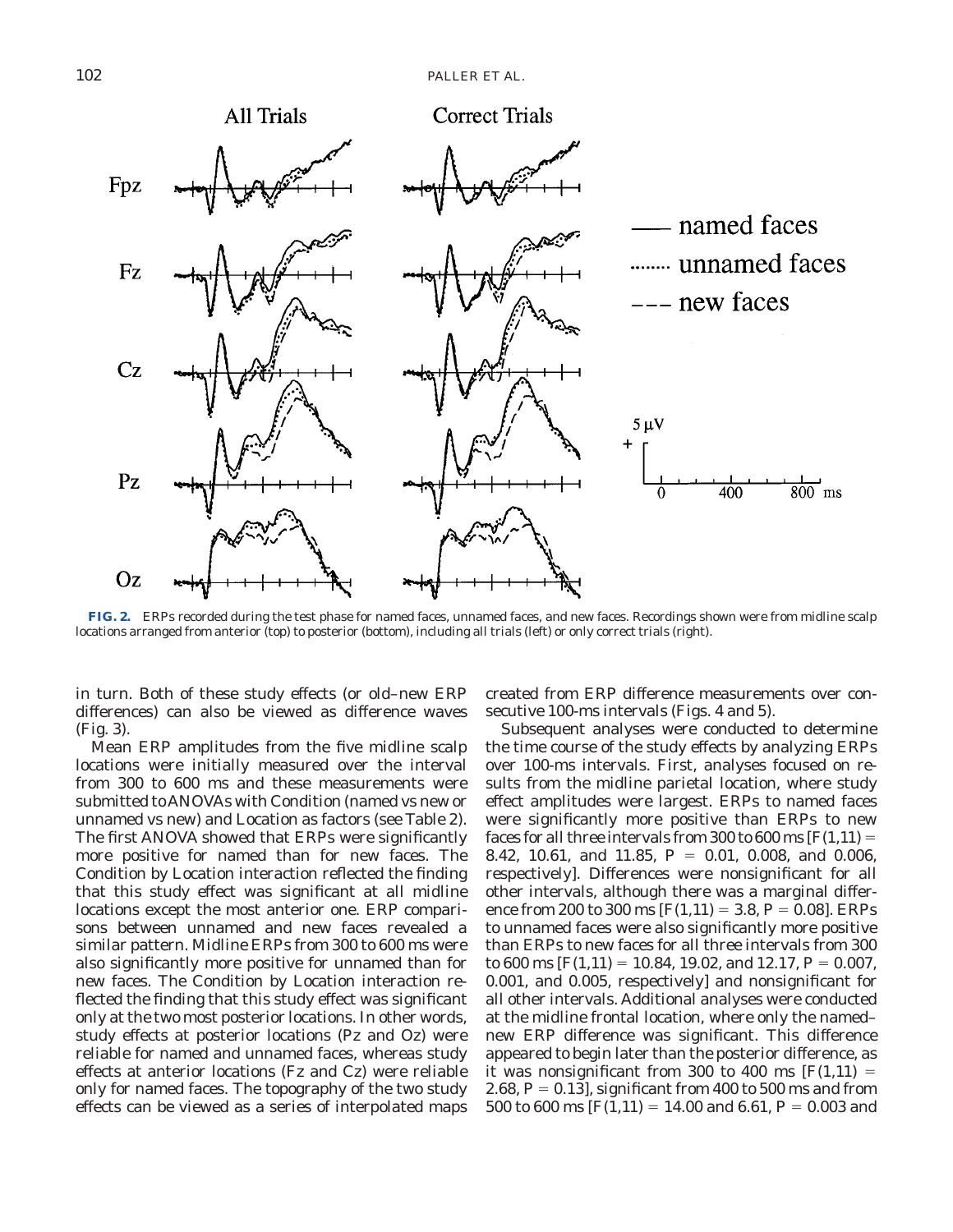**FIG. 2.** ERPs recorded during the test phase for named faces, unnamed faces, and new faces. Recordings shown were from midline scalp locations arranged from anterior (top) to posterior (bottom), including all trials (left) or only correct trials (right).

in turn. Both of these study effects (or old–new ERP differences) can also be viewed as difference waves (Fig. 3).

Mean ERP amplitudes from the five midline scalp locations were initially measured over the interval from 300 to 600 ms and these measurements were submitted to ANOVAs with Condition (named vs new or unnamed vs new) and Location as factors (see Table 2). The first ANOVA showed that ERPs were significantly more positive for named than for new faces. The Condition by Location interaction reflected the finding that this study effect was significant at all midline locations except the most anterior one. ERP comparisons between unnamed and new faces revealed a similar pattern. Midline ERPs from 300 to 600 ms were also significantly more positive for unnamed than for new faces. The Condition by Location interaction reflected the finding that this study effect was significant only at the two most posterior locations. In other words, study effects at posterior locations (Pz and Oz) were reliable for named and unnamed faces, whereas study effects at anterior locations (Fz and Cz) were reliable only for named faces. The topography of the two study effects can be viewed as a series of interpolated maps created from ERP difference measurements over consecutive 100-ms intervals (Figs. 4 and 5).

Subsequent analyses were conducted to determine the time course of the study effects by analyzing ERPs over 100-ms intervals. First, analyses focused on results from the midline parietal location, where study effect amplitudes were largest. ERPs to named faces were significantly more positive than ERPs to new faces for all three intervals from 300 to 600 ms [$F(1,11) =$ 8.42, 10.61, and 11.85, $P = 0.01$, 0.008, and 0.006, respectively]. Differences were nonsignificant for all other intervals, although there was a marginal difference from 200 to 300 ms [$F(1,11) = 3.8$, $P = 0.08$]. ERPs to unnamed faces were also significantly more positive than ERPs to new faces for all three intervals from 300 to 600 ms [$F(1,11) = 10.84$, 19.02, and 12.17, $P = 0.007$, 0.001, and 0.005, respectively] and nonsignificant for all other intervals. Additional analyses were conducted at the midline frontal location, where only the named–new ERP difference was significant. This difference appeared to begin later than the posterior difference, as it was nonsignificant from 300 to 400 ms [$F(1,11) =$ 2.68, $P = 0.13$], significant from 400 to 500 ms and from 500 to 600 ms [$F(1,11) = 14.00$ and 6.61, $P = 0.003$ and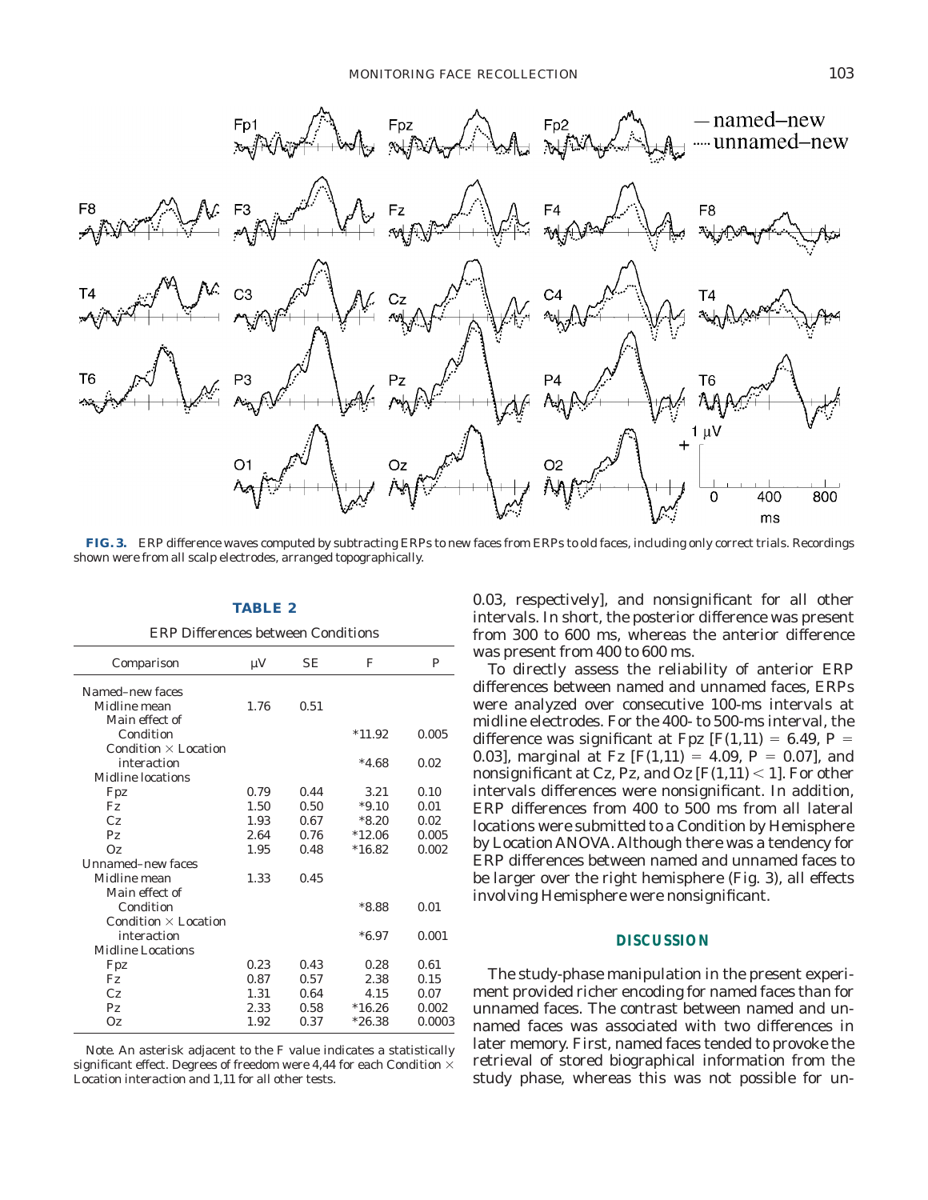**FIG. 3.** ERP difference waves computed by subtracting ERPs to new faces from ERPs to old faces, including only correct trials. Recordings shown were from all scalp electrodes, arranged topographically.

**TABLE 2**

ERP Differences between Conditions

| Comparison | μV | SE | F | P |
|---|---|---|---|---|
| Named–new faces | | | | |
| Midline mean | 1.76 | 0.51 | | |
| Main effect of Condition | | | *11.92 | 0.005 |
| Condition × Location interaction | | | *4.68 | 0.02 |
| Midline locations | | | | |
| Fpz | 0.79 | 0.44 | 3.21 | 0.10 |
| Fz | 1.50 | 0.50 | *9.10 | 0.01 |
| Cz | 1.93 | 0.67 | *8.20 | 0.02 |
| Pz | 2.64 | 0.76 | *12.06 | 0.005 |
| Oz | 1.95 | 0.48 | *16.82 | 0.002 |
| Unnamed–new faces | | | | |
| Midline mean | 1.33 | 0.45 | | |
| Main effect of Condition | | | *8.88 | 0.01 |
| Condition × Location interaction | | | *6.97 | 0.001 |
| Midline Locations | | | | |
| Fpz | 0.23 | 0.43 | 0.28 | 0.61 |
| Fz | 0.87 | 0.57 | 2.38 | 0.15 |
| Cz | 1.31 | 0.64 | 4.15 | 0.07 |
| Pz | 2.33 | 0.58 | *16.26 | 0.002 |
| Oz | 1.92 | 0.37 | *26.38 | 0.0003 |

*Note.* An asterisk adjacent to the F value indicates a statistically significant effect. Degrees of freedom were 4,44 for each Condition × Location interaction and 1,11 for all other tests.

0.03, respectively], and nonsignificant for all other intervals. In short, the posterior difference was present from 300 to 600 ms, whereas the anterior difference was present from 400 to 600 ms.

To directly assess the reliability of anterior ERP differences between named and unnamed faces, ERPs were analyzed over consecutive 100-ms intervals at midline electrodes. For the 400- to 500-ms interval, the difference was significant at Fpz [$F(1,11) = 6.49$, $P = 0.03$], marginal at Fz [$F(1,11) = 4.09$, $P = 0.07$], and nonsignificant at Cz, Pz, and Oz [$F(1,11) < 1$]. For other intervals differences were nonsignificant. In addition, ERP differences from 400 to 500 ms from all lateral locations were submitted to a Condition by Hemisphere by Location ANOVA. Although there was a tendency for ERP differences between named and unnamed faces to be larger over the right hemisphere (Fig. 3), all effects involving Hemisphere were nonsignificant.

## DISCUSSION

The study-phase manipulation in the present experiment provided richer encoding for named faces than for unnamed faces. The contrast between named and unnamed faces was associated with two differences in later memory. First, named faces tended to provoke the retrieval of stored biographical information from the study phase, whereas this was not possible for un-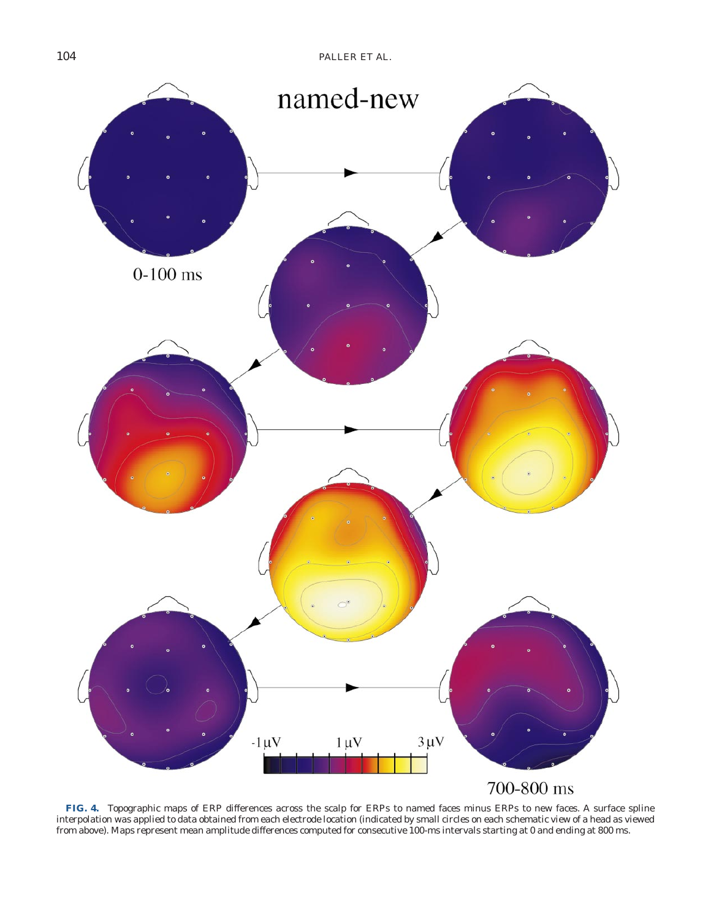**FIG. 4.** Topographic maps of ERP differences across the scalp for ERPs to named faces minus ERPs to new faces. A surface spline interpolation was applied to data obtained from each electrode location (indicated by small circles on each schematic view of a head as viewed from above). Maps represent mean amplitude differences computed for consecutive 100-ms intervals starting at 0 and ending at 800 ms.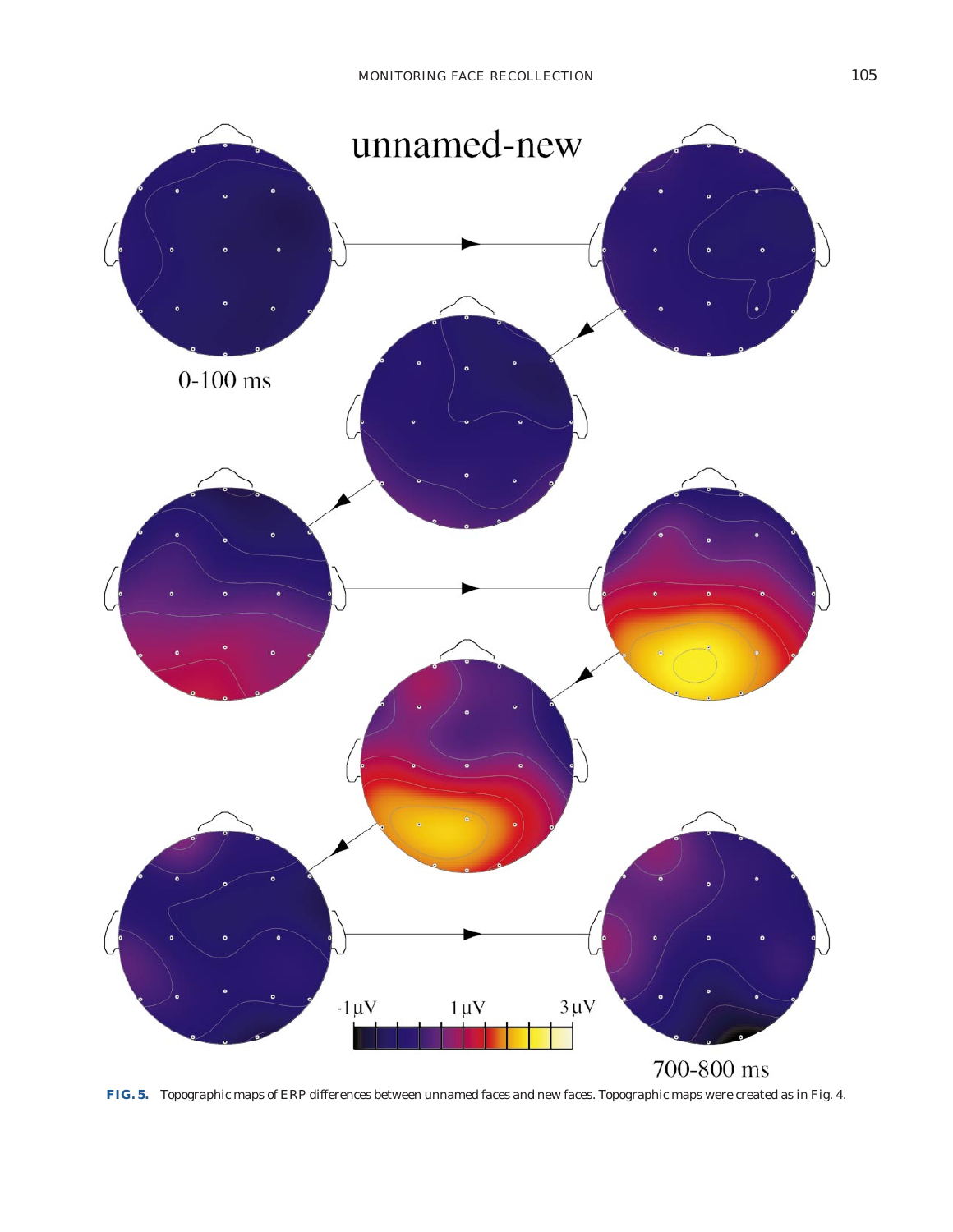**FIG. 5.** Topographic maps of ERP differences between unnamed faces and new faces. Topographic maps were created as in Fig. 4.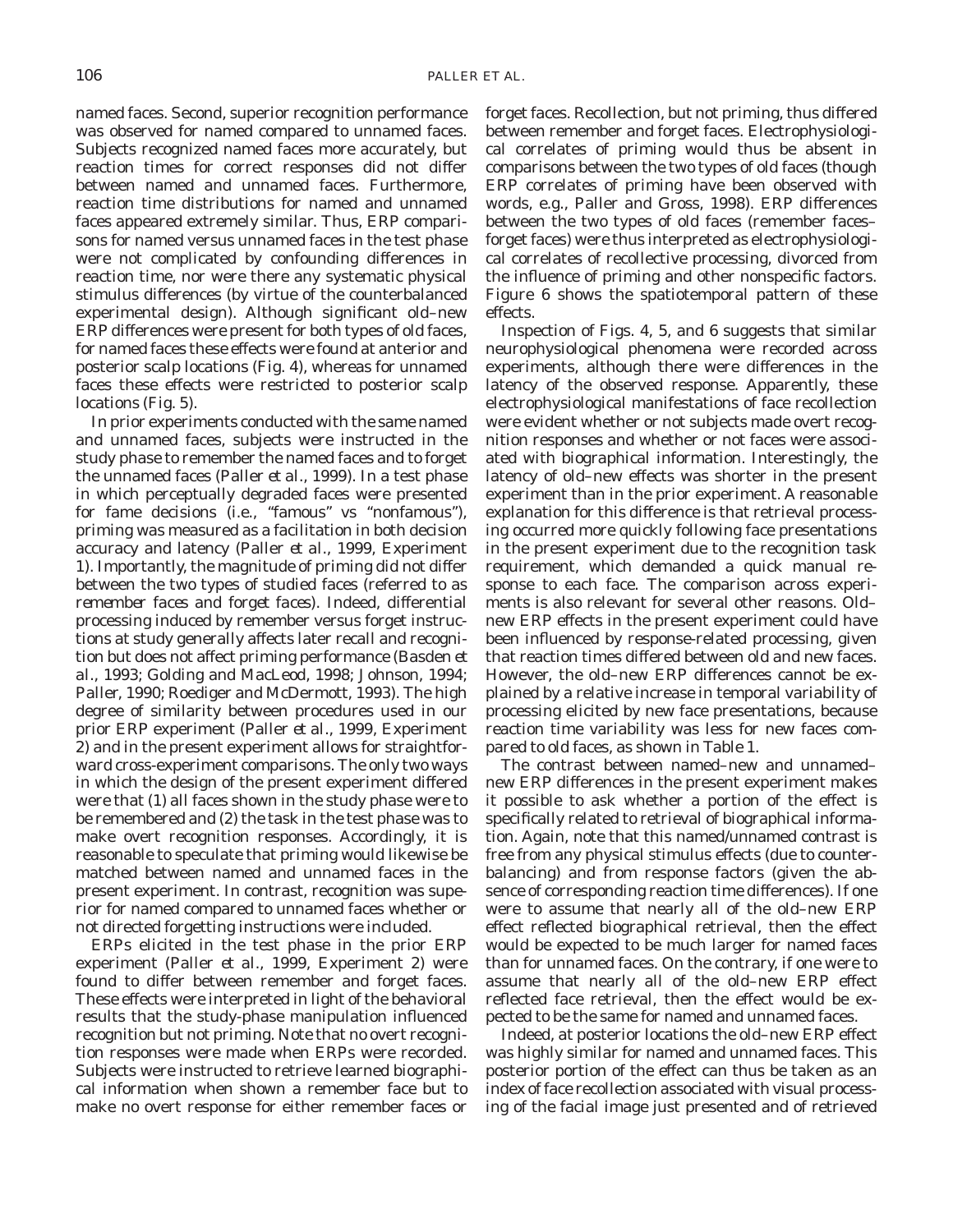named faces. Second, superior recognition performance was observed for named compared to unnamed faces. Subjects recognized named faces more accurately, but reaction times for correct responses did not differ between named and unnamed faces. Furthermore, reaction time distributions for named and unnamed faces appeared extremely similar. Thus, ERP comparisons for named versus unnamed faces in the test phase were not complicated by confounding differences in reaction time, nor were there any systematic physical stimulus differences (by virtue of the counterbalanced experimental design). Although significant old–new ERP differences were present for both types of old faces, for named faces these effects were found at anterior and posterior scalp locations (Fig. 4), whereas for unnamed faces these effects were restricted to posterior scalp locations (Fig. 5).

In prior experiments conducted with the same named and unnamed faces, subjects were instructed in the study phase to remember the named faces and to forget the unnamed faces (Paller *et al.*, 1999). In a test phase in which perceptually degraded faces were presented for fame decisions (i.e., "famous" vs "nonfamous"), priming was measured as a facilitation in both decision accuracy and latency (Paller *et al.*, 1999, Experiment 1). Importantly, the magnitude of priming did not differ between the two types of studied faces (referred to as *remember faces* and *forget faces*). Indeed, differential processing induced by remember versus forget instructions at study generally affects later recall and recognition but does not affect priming performance (Basden *et al.*, 1993; Golding and MacLeod, 1998; Johnson, 1994; Paller, 1990; Roediger and McDermott, 1993). The high degree of similarity between procedures used in our prior ERP experiment (Paller *et al.*, 1999, Experiment 2) and in the present experiment allows for straightforward cross-experiment comparisons. The only two ways in which the design of the present experiment differed were that (1) all faces shown in the study phase were to be remembered and (2) the task in the test phase was to make overt recognition responses. Accordingly, it is reasonable to speculate that priming would likewise be matched between named and unnamed faces in the present experiment. In contrast, recognition was superior for named compared to unnamed faces whether or not directed forgetting instructions were included.

ERPs elicited in the test phase in the prior ERP experiment (Paller *et al.*, 1999, Experiment 2) were found to differ between remember and forget faces. These effects were interpreted in light of the behavioral results that the study-phase manipulation influenced recognition but not priming. Note that no overt recognition responses were made when ERPs were recorded. Subjects were instructed to retrieve learned biographical information when shown a remember face but to make no overt response for either remember faces or forget faces. Recollection, but not priming, thus differed between remember and forget faces. Electrophysiological correlates of priming would thus be absent in comparisons between the two types of old faces (though ERP correlates of priming have been observed with words, e.g., Paller and Gross, 1998). ERP differences between the two types of old faces (remember faces–forget faces) were thus interpreted as electrophysiological correlates of recollective processing, divorced from the influence of priming and other nonspecific factors. Figure 6 shows the spatiotemporal pattern of these effects.

Inspection of Figs. 4, 5, and 6 suggests that similar neurophysiological phenomena were recorded across experiments, although there were differences in the latency of the observed response. Apparently, these electrophysiological manifestations of face recollection were evident whether or not subjects made overt recognition responses and whether or not faces were associated with biographical information. Interestingly, the latency of old–new effects was shorter in the present experiment than in the prior experiment. A reasonable explanation for this difference is that retrieval processing occurred more quickly following face presentations in the present experiment due to the recognition task requirement, which demanded a quick manual response to each face. The comparison across experiments is also relevant for several other reasons. Old–new ERP effects in the present experiment could have been influenced by response-related processing, given that reaction times differed between old and new faces. However, the old–new ERP differences cannot be explained by a relative increase in temporal variability of processing elicited by new face presentations, because reaction time variability was less for new faces compared to old faces, as shown in Table 1.

The contrast between named–new and unnamed–new ERP differences in the present experiment makes it possible to ask whether a portion of the effect is specifically related to retrieval of biographical information. Again, note that this named/unnamed contrast is free from any physical stimulus effects (due to counterbalancing) and from response factors (given the absence of corresponding reaction time differences). If one were to assume that nearly all of the old–new ERP effect reflected biographical retrieval, then the effect would be expected to be much larger for named faces than for unnamed faces. On the contrary, if one were to assume that nearly all of the old–new ERP effect reflected face retrieval, then the effect would be expected to be the same for named and unnamed faces.

Indeed, at posterior locations the old–new ERP effect was highly similar for named and unnamed faces. This posterior portion of the effect can thus be taken as an index of face recollection associated with visual processing of the facial image just presented and of retrieved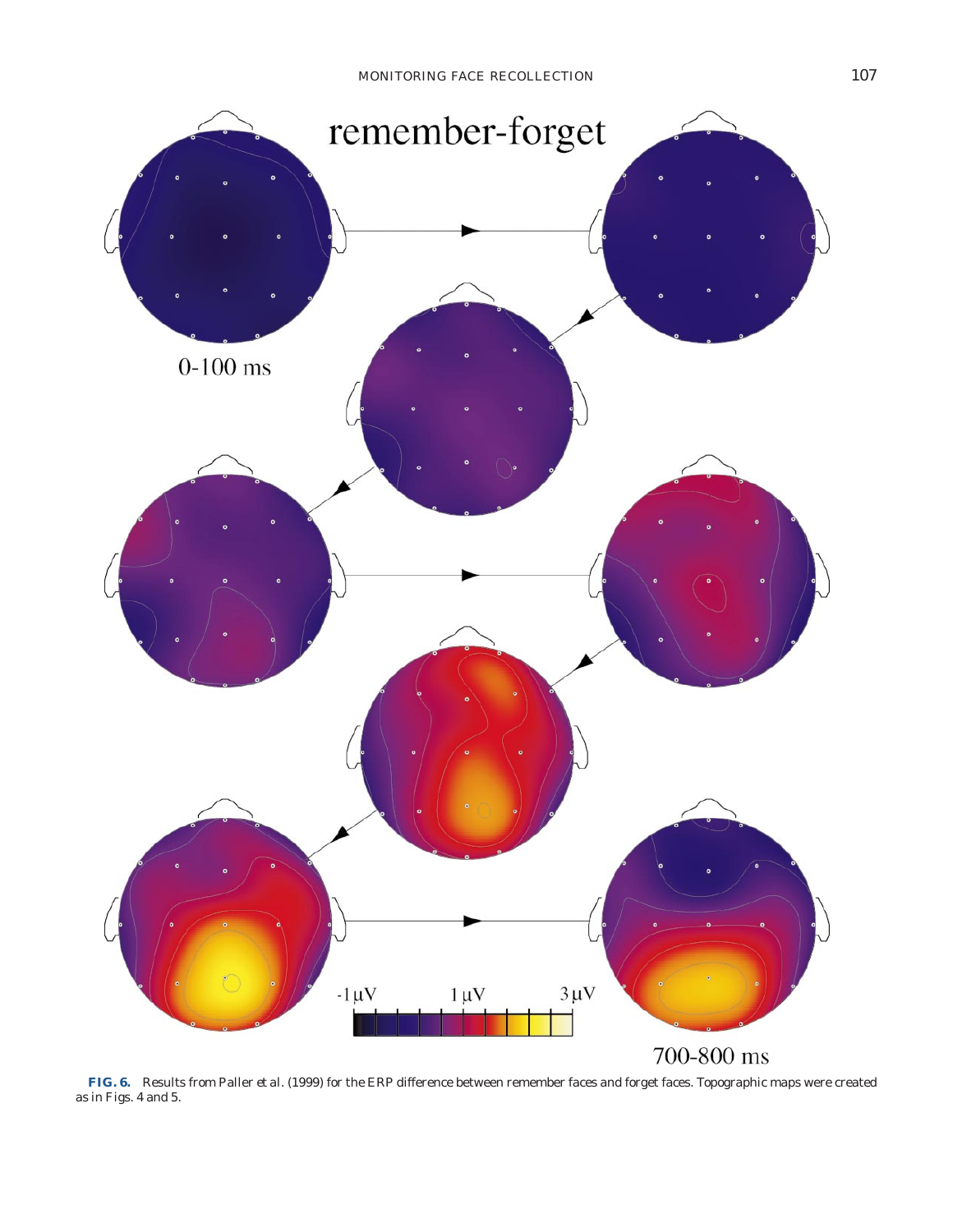**FIG. 6.** Results from Paller et al. (1999) for the ERP difference between remember faces and forget faces. Topographic maps were created as in Figs. 4 and 5.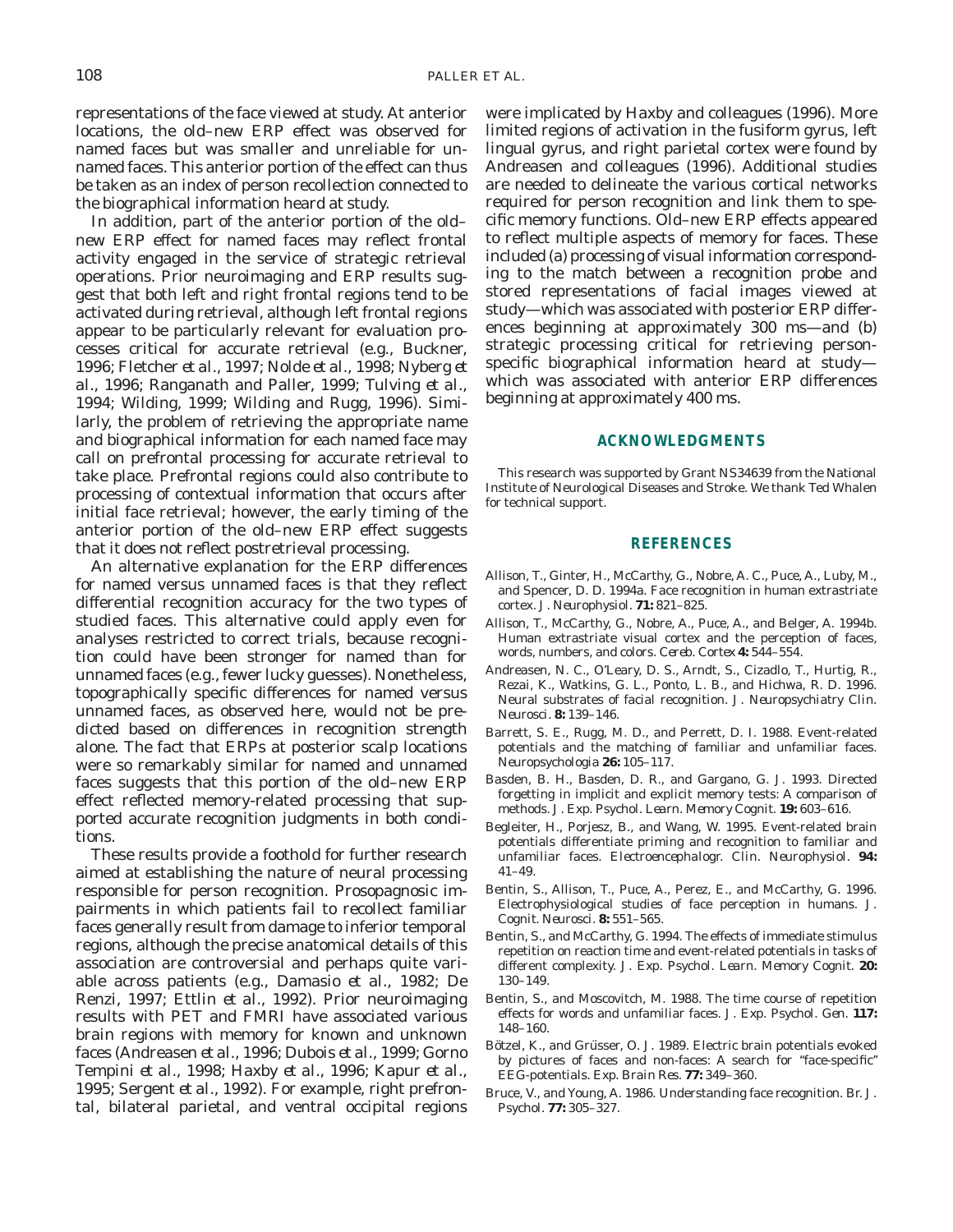representations of the face viewed at study. At anterior locations, the old–new ERP effect was observed for named faces but was smaller and unreliable for unnamed faces. This anterior portion of the effect can thus be taken as an index of person recollection connected to the biographical information heard at study.

In addition, part of the anterior portion of the old–new ERP effect for named faces may reflect frontal activity engaged in the service of strategic retrieval operations. Prior neuroimaging and ERP results suggest that both left and right frontal regions tend to be activated during retrieval, although left frontal regions appear to be particularly relevant for evaluation processes critical for accurate retrieval (e.g., Buckner, 1996; Fletcher *et al.*, 1997; Nolde *et al.*, 1998; Nyberg *et al.*, 1996; Ranganath and Paller, 1999; Tulving *et al.*, 1994; Wilding, 1999; Wilding and Rugg, 1996). Similarly, the problem of retrieving the appropriate name and biographical information for each named face may call on prefrontal processing for accurate retrieval to take place. Prefrontal regions could also contribute to processing of contextual information that occurs after initial face retrieval; however, the early timing of the anterior portion of the old–new ERP effect suggests that it does not reflect postretrieval processing.

An alternative explanation for the ERP differences for named versus unnamed faces is that they reflect differential recognition accuracy for the two types of studied faces. This alternative could apply even for analyses restricted to correct trials, because recognition could have been stronger for named than for unnamed faces (e.g., fewer lucky guesses). Nonetheless, topographically specific differences for named versus unnamed faces, as observed here, would not be predicted based on differences in recognition strength alone. The fact that ERPs at posterior scalp locations were so remarkably similar for named and unnamed faces suggests that this portion of the old–new ERP effect reflected memory-related processing that supported accurate recognition judgments in both conditions.

These results provide a foothold for further research aimed at establishing the nature of neural processing responsible for person recognition. Prosopagnosic impairments in which patients fail to recollect familiar faces generally result from damage to inferior temporal regions, although the precise anatomical details of this association are controversial and perhaps quite variable across patients (e.g., Damasio *et al.*, 1982; De Renzi, 1997; Ettlin *et al.*, 1992). Prior neuroimaging results with PET and FMRI have associated various brain regions with memory for known and unknown faces (Andreasen *et al.*, 1996; Dubois *et al.*, 1999; Gorno Tempini *et al.*, 1998; Haxby *et al.*, 1996; Kapur *et al.*, 1995; Sergent *et al.*, 1992). For example, right prefrontal, bilateral parietal, and ventral occipital regions were implicated by Haxby and colleagues (1996). More limited regions of activation in the fusiform gyrus, left lingual gyrus, and right parietal cortex were found by Andreasen and colleagues (1996). Additional studies are needed to delineate the various cortical networks required for person recognition and link them to specific memory functions. Old–new ERP effects appeared to reflect multiple aspects of memory for faces. These included (a) processing of visual information corresponding to the match between a recognition probe and stored representations of facial images viewed at study—which was associated with posterior ERP differences beginning at approximately 300 ms—and (b) strategic processing critical for retrieving person-specific biographical information heard at study—which was associated with anterior ERP differences beginning at approximately 400 ms.

## ACKNOWLEDGMENTS

This research was supported by Grant NS34639 from the National Institute of Neurological Diseases and Stroke. We thank Ted Whalen for technical support.

## REFERENCES

Allison, T., Ginter, H., McCarthy, G., Nobre, A. C., Puce, A., Luby, M., and Spencer, D. D. 1994a. Face recognition in human extrastriate cortex. *J. Neurophysiol.* **71:** 821–825.

Allison, T., McCarthy, G., Nobre, A., Puce, A., and Belger, A. 1994b. Human extrastriate visual cortex and the perception of faces, words, numbers, and colors. *Cereb. Cortex* **4:** 544–554.

Andreasen, N. C., O'Leary, D. S., Arndt, S., Cizadlo, T., Hurtig, R., Rezai, K., Watkins, G. L., Ponto, L. B., and Hichwa, R. D. 1996. Neural substrates of facial recognition. *J. Neuropsychiatry Clin. Neurosci.* **8:** 139–146.

Barrett, S. E., Rugg, M. D., and Perrett, D. I. 1988. Event-related potentials and the matching of familiar and unfamiliar faces. *Neuropsychologia* **26:** 105–117.

Basden, B. H., Basden, D. R., and Gargano, G. J. 1993. Directed forgetting in implicit and explicit memory tests: A comparison of methods. *J. Exp. Psychol. Learn. Memory Cognit.* **19:** 603–616.

Begleiter, H., Porjesz, B., and Wang, W. 1995. Event-related brain potentials differentiate priming and recognition to familiar and unfamiliar faces. *Electroencephalogr. Clin. Neurophysiol.* **94:** 41–49.

Bentin, S., Allison, T., Puce, A., Perez, E., and McCarthy, G. 1996. Electrophysiological studies of face perception in humans. *J. Cognit. Neurosci.* **8:** 551–565.

Bentin, S., and McCarthy, G. 1994. The effects of immediate stimulus repetition on reaction time and event-related potentials in tasks of different complexity. *J. Exp. Psychol. Learn. Memory Cognit.* **20:** 130–149.

Bentin, S., and Moscovitch, M. 1988. The time course of repetition effects for words and unfamiliar faces. *J. Exp. Psychol. Gen.* **117:** 148–160.

Bötzel, K., and Grüsser, O. J. 1989. Electric brain potentials evoked by pictures of faces and non-faces: A search for "face-specific" EEG-potentials. *Exp. Brain Res.* **77:** 349–360.

Bruce, V., and Young, A. 1986. Understanding face recognition. *Br. J. Psychol.* **77:** 305–327.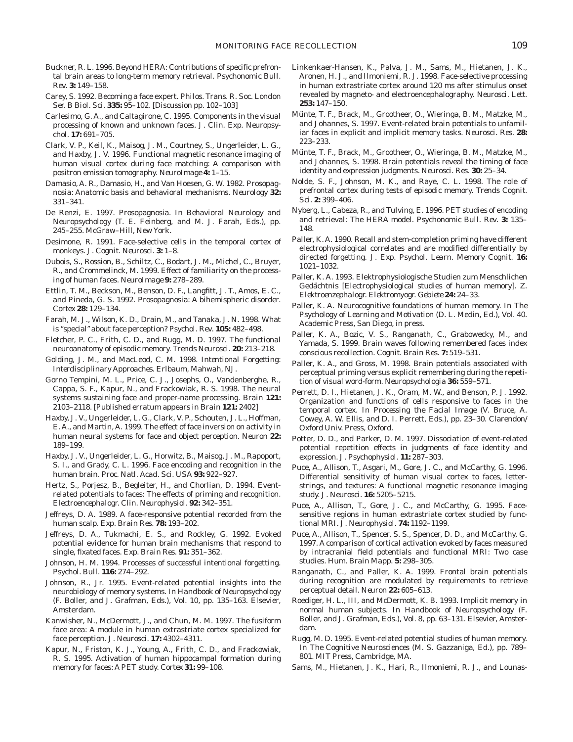Buckner, R. L. 1996. Beyond HERA: Contributions of specific prefrontal brain areas to long-term memory retrieval. *Psychonomic Bull. Rev.* **3:** 149–158.

Carey, S. 1992. Becoming a face expert. *Philos. Trans. R. Soc. London Ser. B Biol. Sci.* **335:** 95–102. [Discussion pp. 102–103]

Carlesimo, G. A., and Caltagirone, C. 1995. Components in the visual processing of known and unknown faces. *J. Clin. Exp. Neuropsychol.* **17:** 691–705.

Clark, V. P., Keil, K., Maisog, J. M., Courtney, S., Ungerleider, L. G., and Haxby, J. V. 1996. Functional magnetic resonance imaging of human visual cortex during face matching: A comparison with positron emission tomography. *NeuroImage* **4:** 1–15.

Damasio, A. R., Damasio, H., and Van Hoesen, G. W. 1982. Prosopagnosia: Anatomic basis and behavioral mechanisms. *Neurology* **32:** 331–341.

De Renzi, E. 1997. Prosopagnosia. In *Behavioral Neurology and Neuropsychology* (T. E. Feinberg, and M. J. Farah, Eds.), pp. 245–255. McGraw–Hill, New York.

Desimone, R. 1991. Face-selective cells in the temporal cortex of monkeys. *J. Cognit. Neurosci.* **3:** 1–8.

Dubois, S., Rossion, B., Schiltz, C., Bodart, J. M., Michel, C., Bruyer, R., and Crommelinck, M. 1999. Effect of familiarity on the processing of human faces. *NeuroImage* **9:** 278–289.

Ettlin, T. M., Beckson, M., Benson, D. F., Langfitt, J. T., Amos, E. C., and Pineda, G. S. 1992. Prosopagnosia: A bihemispheric disorder. *Cortex* **28:** 129–134.

Farah, M. J., Wilson, K. D., Drain, M., and Tanaka, J. N. 1998. What is "special" about face perception? *Psychol. Rev.* **105:** 482–498.

Fletcher, P. C., Frith, C. D., and Rugg, M. D. 1997. The functional neuroanatomy of episodic memory. *Trends Neurosci.* **20:** 213–218.

Golding, J. M., and MacLeod, C. M. 1998. *Intentional Forgetting: Interdisciplinary Approaches.* Erlbaum, Mahwah, NJ.

Gorno Tempini, M. L., Price, C. J., Josephs, O., Vandenberghe, R., Cappa, S. F., Kapur, N., and Frackowiak, R. S. 1998. The neural systems sustaining face and proper-name processing. *Brain* **121:** 2103–2118. [Published erratum appears in *Brain* **121:** 2402]

Haxby, J. V., Ungerleider, L. G., Clark, V. P., Schouten, J. L., Hoffman, E. A., and Martin, A. 1999. The effect of face inversion on activity in human neural systems for face and object perception. *Neuron* **22:** 189–199.

Haxby, J. V., Ungerleider, L. G., Horwitz, B., Maisog, J. M., Rapoport, S. I., and Grady, C. L. 1996. Face encoding and recognition in the human brain. *Proc. Natl. Acad. Sci. USA* **93:** 922–927.

Hertz, S., Porjesz, B., Begleiter, H., and Chorlian, D. 1994. Event-related potentials to faces: The effects of priming and recognition. *Electroencephalogr. Clin. Neurophysiol.* **92:** 342–351.

Jeffreys, D. A. 1989. A face-responsive potential recorded from the human scalp. *Exp. Brain Res.* **78:** 193–202.

Jeffreys, D. A., Tukmachi, E. S., and Rockley, G. 1992. Evoked potential evidence for human brain mechanisms that respond to single, fixated faces. *Exp. Brain Res.* **91:** 351–362.

Johnson, H. M. 1994. Processes of successful intentional forgetting. *Psychol. Bull.* **116:** 274–292.

Johnson, R., Jr. 1995. Event-related potential insights into the neurobiology of memory systems. In *Handbook of Neuropsychology* (F. Boller, and J. Grafman, Eds.), Vol. 10, pp. 135–163. Elsevier, Amsterdam.

Kanwisher, N., McDermott, J., and Chun, M. M. 1997. The fusiform face area: A module in human extrastriate cortex specialized for face perception. *J. Neurosci.* **17:** 4302–4311.

Kapur, N., Friston, K. J., Young, A., Frith, C. D., and Frackowiak, R. S. 1995. Activation of human hippocampal formation during memory for faces: A PET study. *Cortex* **31:** 99–108.

Linkenkaer-Hansen, K., Palva, J. M., Sams, M., Hietanen, J. K., Aronen, H. J., and Ilmoniemi, R. J. 1998. Face-selective processing in human extrastriate cortex around 120 ms after stimulus onset revealed by magneto- and electroencephalography. *Neurosci. Lett.* **253:** 147–150.

Münte, T. F., Brack, M., Grootheer, O., Wieringa, B. M., Matzke, M., and Johannes, S. 1997. Event-related brain potentials to unfamiliar faces in explicit and implicit memory tasks. *Neurosci. Res.* **28:** 223–233.

Münte, T. F., Brack, M., Grootheer, O., Wieringa, B. M., Matzke, M., and Johannes, S. 1998. Brain potentials reveal the timing of face identity and expression judgments. *Neurosci. Res.* **30:** 25–34.

Nolde, S. F., Johnson, M. K., and Raye, C. L. 1998. The role of prefrontal cortex during tests of episodic memory. *Trends Cognit. Sci.* **2:** 399–406.

Nyberg, L., Cabeza, R., and Tulving, E. 1996. PET studies of encoding and retrieval: The HERA model. *Psychonomic Bull. Rev.* **3:** 135–148.

Paller, K. A. 1990. Recall and stem-completion priming have different electrophysiological correlates and are modified differentially by directed forgetting. *J. Exp. Psychol. Learn. Memory Cognit.* **16:** 1021–1032.

Paller, K. A. 1993. Elektrophysiologische Studien zum Menschlichen Gedächtnis [Electrophysiological studies of human memory]. *Z. Elektroenzephalogr. Elektromyogr. Gebiete* **24:** 24–33.

Paller, K. A. Neurocognitive foundations of human memory. In *The Psychology of Learning and Motivation* (D. L. Medin, Ed.), Vol. 40. Academic Press, San Diego, in press.

Paller, K. A., Bozic, V. S., Ranganath, C., Grabowecky, M., and Yamada, S. 1999. Brain waves following remembered faces index conscious recollection. *Cognit. Brain Res.* **7:** 519–531.

Paller, K. A., and Gross, M. 1998. Brain potentials associated with perceptual priming versus explicit remembering during the repetition of visual word-form. *Neuropsychologia* **36:** 559–571.

Perrett, D. I., Hietanen, J. K., Oram, M. W., and Benson, P. J. 1992. Organization and functions of cells responsive to faces in the temporal cortex. In *Processing the Facial Image* (V. Bruce, A. Cowey, A. W. Ellis, and D. I. Perrett, Eds.), pp. 23–30. Clarendon/Oxford Univ. Press, Oxford.

Potter, D. D., and Parker, D. M. 1997. Dissociation of event-related potential repetition effects in judgments of face identity and expression. *J. Psychophysiol.* **11:** 287–303.

Puce, A., Allison, T., Asgari, M., Gore, J. C., and McCarthy, G. 1996. Differential sensitivity of human visual cortex to faces, letterstrings, and textures: A functional magnetic resonance imaging study. *J. Neurosci.* **16:** 5205–5215.

Puce, A., Allison, T., Gore, J. C., and McCarthy, G. 1995. Face-sensitive regions in human extrastriate cortex studied by functional MRI. *J. Neurophysiol.* **74:** 1192–1199.

Puce, A., Allison, T., Spencer, S. S., Spencer, D. D., and McCarthy, G. 1997. A comparison of cortical activation evoked by faces measured by intracranial field potentials and functional MRI: Two case studies. *Hum. Brain Mapp.* **5:** 298–305.

Ranganath, C., and Paller, K. A. 1999. Frontal brain potentials during recognition are modulated by requirements to retrieve perceptual detail. *Neuron* **22:** 605–613.

Roediger, H. L., III, and McDermott, K. B. 1993. Implicit memory in normal human subjects. In *Handbook of Neuropsychology* (F. Boller, and J. Grafman, Eds.), Vol. 8, pp. 63–131. Elsevier, Amsterdam.

Rugg, M. D. 1995. Event-related potential studies of human memory. In *The Cognitive Neurosciences* (M. S. Gazzaniga, Ed.), pp. 789–801. MIT Press, Cambridge, MA.

Sams, M., Hietanen, J. K., Hari, R., Ilmoniemi, R. J., and Lounas-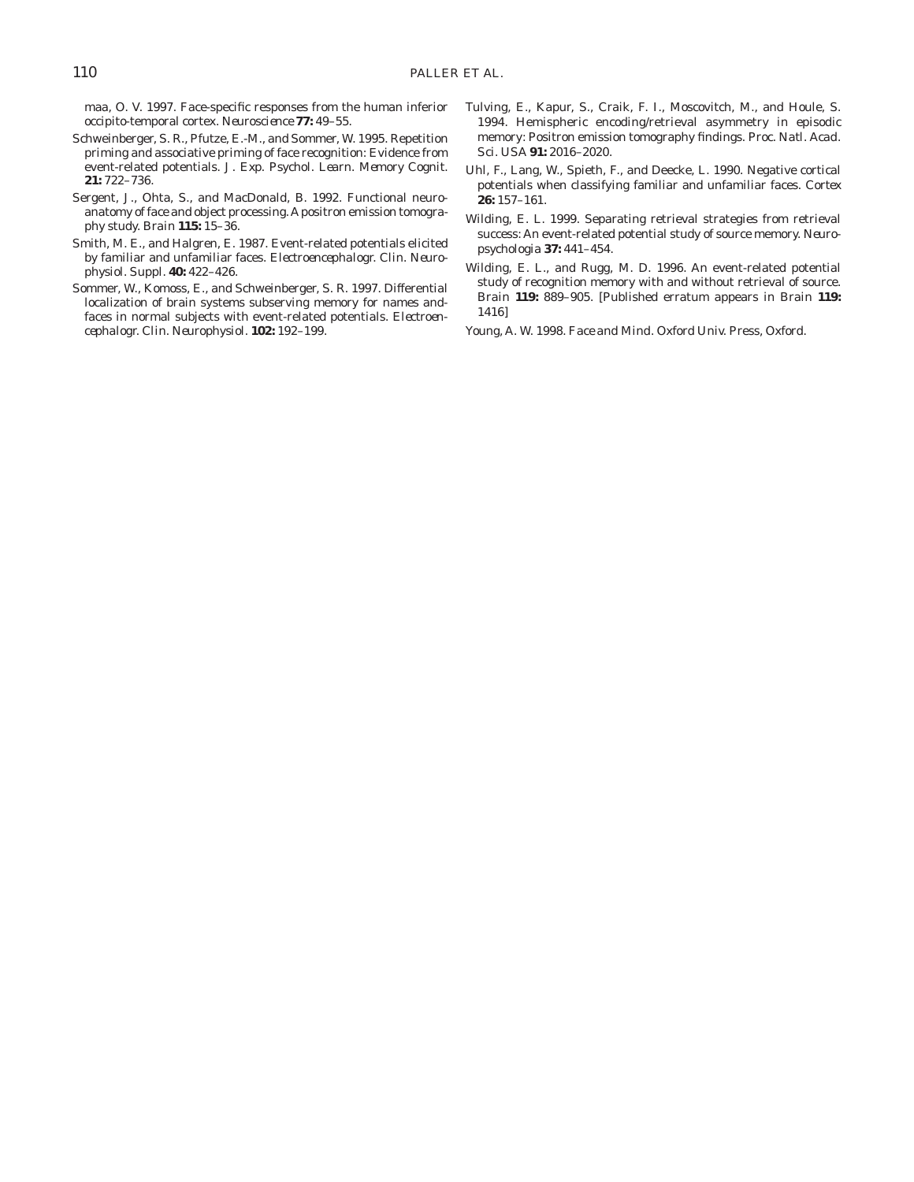maa, O. V. 1997. Face-specific responses from the human inferior occipito-temporal cortex. *Neuroscience* **77:** 49–55.

Schweinberger, S. R., Pfutze, E.-M., and Sommer, W. 1995. Repetition priming and associative priming of face recognition: Evidence from event-related potentials. *J. Exp. Psychol. Learn. Memory Cognit.* **21:** 722–736.

Sergent, J., Ohta, S., and MacDonald, B. 1992. Functional neuroanatomy of face and object processing. A positron emission tomography study. *Brain* **115:** 15–36.

Smith, M. E., and Halgren, E. 1987. Event-related potentials elicited by familiar and unfamiliar faces. *Electroencephalogr. Clin. Neurophysiol. Suppl.* **40:** 422–426.

Sommer, W., Komoss, E., and Schweinberger, S. R. 1997. Differential localization of brain systems subserving memory for names andfaces in normal subjects with event-related potentials. *Electroencephalogr. Clin. Neurophysiol.* **102:** 192–199.

Tulving, E., Kapur, S., Craik, F. I., Moscovitch, M., and Houle, S. 1994. Hemispheric encoding/retrieval asymmetry in episodic memory: Positron emission tomography findings. *Proc. Natl. Acad. Sci. USA* **91:** 2016–2020.

Uhl, F., Lang, W., Spieth, F., and Deecke, L. 1990. Negative cortical potentials when classifying familiar and unfamiliar faces. *Cortex* **26:** 157–161.

Wilding, E. L. 1999. Separating retrieval strategies from retrieval success: An event-related potential study of source memory. *Neuropsychologia* **37:** 441–454.

Wilding, E. L., and Rugg, M. D. 1996. An event-related potential study of recognition memory with and without retrieval of source. *Brain* **119:** 889–905. [Published erratum appears in Brain **119:** 1416]

Young, A. W. 1998. *Face and Mind.* Oxford Univ. Press, Oxford.